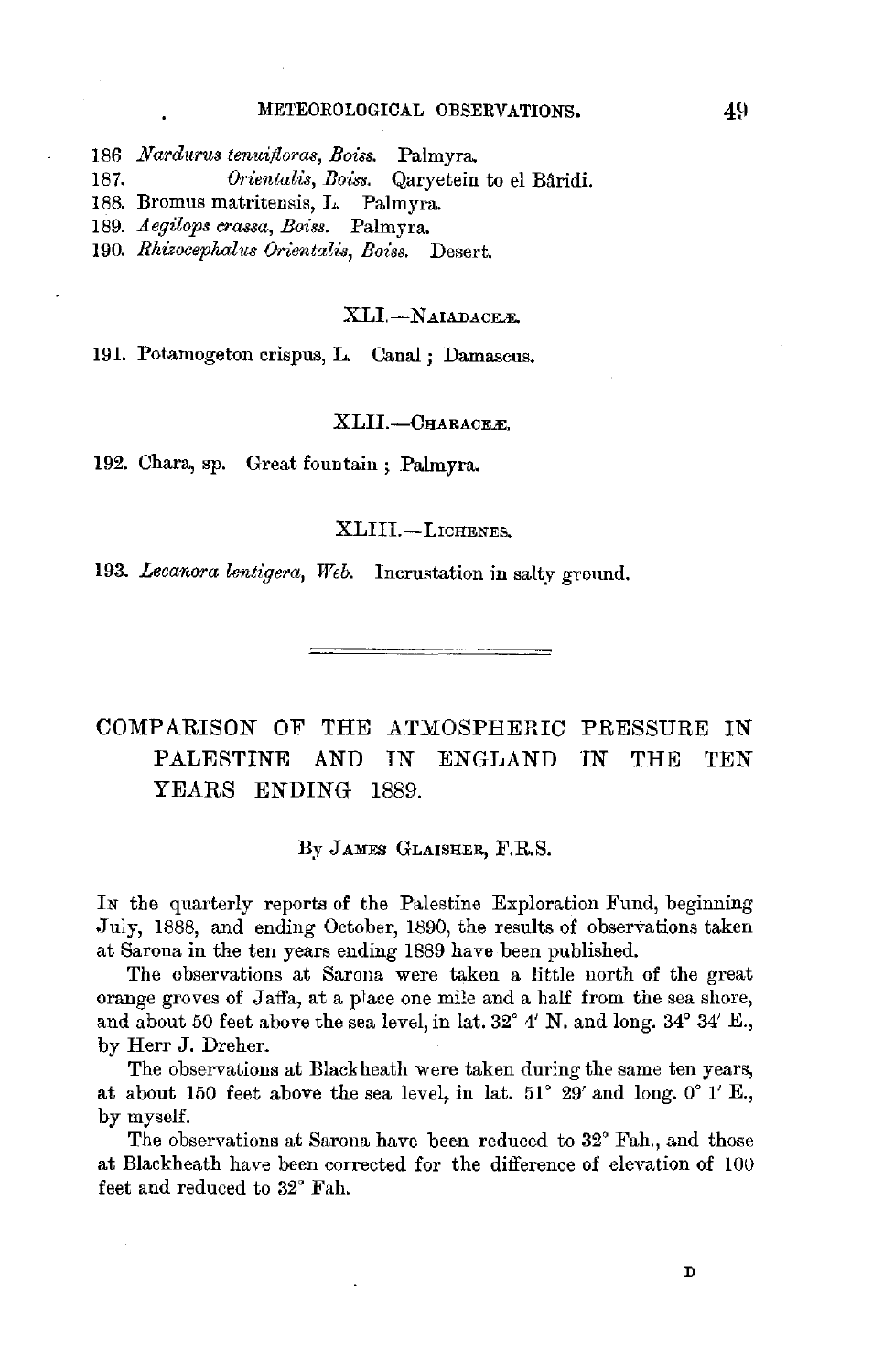186. *Nardurus tenuifloras, Boiss.* Palmyra.

187. *Orientalis, Boiss.* Qaryetein to el Bâridi.

188. Bromus matritensis, L. Palmyra.

189. *Aegilops crassa, Boiss.* Palmyra.

190. *Rhizocephalus Orientalis, Boiss.* Desert.

XLI.—NAIADACEÆ.

191. Potamogeton crispus, L. Canal; Damascus.

XLII.—CHARACEÆ.

192. Chara, sp. Great fountain; Palmyra.

XLIII.—LICHENES.

193. *Lecanora lentigera, Web.* Incrustation in salty ground.

---

# COMPARISON OF THE ATMOSPHERIC PRESSURE IN PALESTINE AND IN ENGLAND IN THE TEN YEARS ENDING 1889.

By JAMES GLAISHER, F.R.S.

IN the quarterly reports of the Palestine Exploration Fund, beginning July, 1888, and ending October, 1890, the results of observations taken at Sarona in the ten years ending 1889 have been published.

The observations at Sarona were taken a little north of the great orange groves of Jaffa, at a place one mile and a half from the sea shore, and about 50 feet above the sea level, in lat. 32° 4′ N. and long. 34° 34′ E., by Herr J. Dreher.

The observations at Blackheath were taken during the same ten years, at about 150 feet above the sea level, in lat. 51° 29′ and long. 0° 1′ E., by myself.

The observations at Sarona have been reduced to 32° Fah., and those at Blackheath have been corrected for the difference of elevation of 100 feet and reduced to 32° Fah.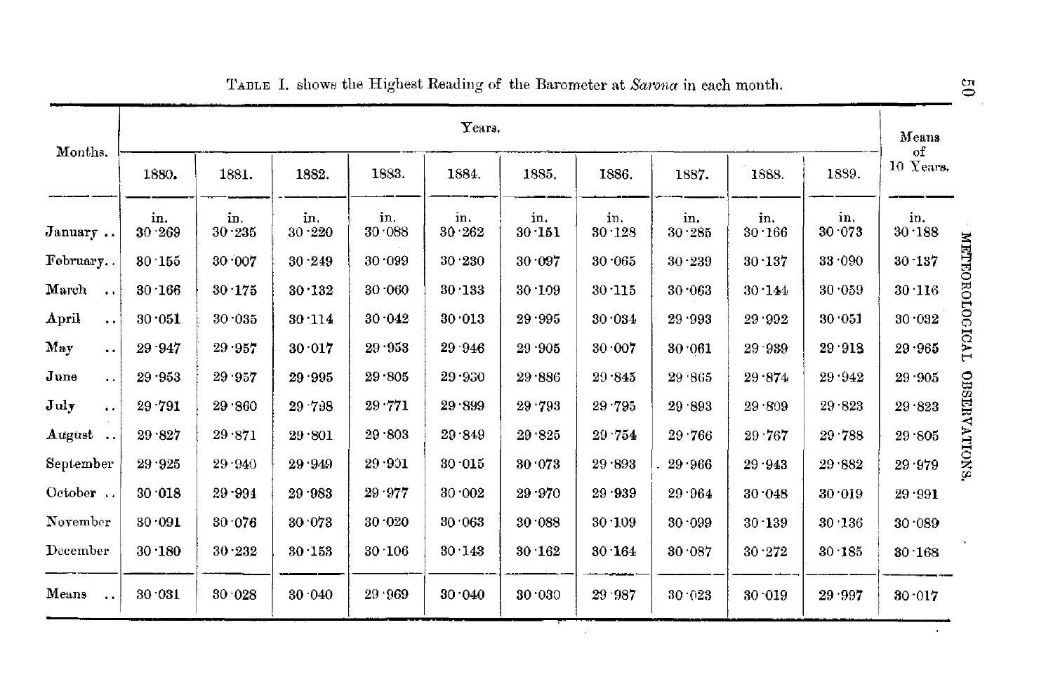TABLE I. shows the Highest Reading of the Barometer at *Sarona* in each month.

| Months. | Years. | | | | | | | | | | Means of 10 Years. |
|---|---|---|---|---|---|---|---|---|---|---|---|
| | 1880. | 1881. | 1882. | 1883. | 1884. | 1885. | 1886. | 1887. | 1888. | 1889. | |
| | in. | in. | in. | in. | in. | in. | in. | in. | in. | in. | in. |
| January .. | 30·269 | 30·235 | 30·220 | 30·088 | 30·262 | 30·151 | 30·128 | 30·285 | 30·166 | 30·073 | 30·188 |
| February.. | 30·155 | 30·007 | 30·249 | 30·099 | 30·230 | 30·097 | 30·065 | 30·239 | 30·137 | 33·090 | 30·137 |
| March .. | 30·166 | 30·175 | 30·132 | 30·060 | 30·133 | 30·109 | 30·115 | 30·063 | 30·144 | 30·059 | 30·116 |
| April .. | 30·051 | 30·035 | 30·114 | 30·042 | 30·013 | 29·995 | 30·034 | 29·993 | 29·992 | 30·051 | 30·032 |
| May .. | 29·947 | 29·957 | 30·017 | 29·953 | 29·946 | 29·905 | 30·007 | 30·061 | 29·939 | 29·918 | 29·965 |
| June .. | 29·953 | 29·957 | 29·995 | 29·805 | 29·930 | 29·886 | 29·845 | 29·865 | 29·874 | 29·942 | 29·905 |
| July .. | 29·791 | 29·860 | 29·798 | 29·771 | 29·899 | 29·793 | 29·795 | 29·893 | 29·809 | 29·823 | 29·823 |
| August .. | 29·827 | 29·871 | 29·801 | 29·803 | 29·849 | 29·825 | 29·754 | 29·766 | 29·767 | 29·788 | 29·805 |
| September | 29·925 | 29·940 | 29·949 | 29·901 | 30·015 | 30·073 | 29·893 | 29·966 | 29·943 | 29·882 | 29·979 |
| October .. | 30·018 | 29·994 | 29·983 | 29·977 | 30·002 | 29·970 | 29·939 | 29·964 | 30·048 | 30·019 | 29·991 |
| November | 30·091 | 30·076 | 30·073 | 30·020 | 30·063 | 30·088 | 30·109 | 30·099 | 30·139 | 30·136 | 30·089 |
| December | 30·180 | 30·232 | 30·153 | 30·106 | 30·143 | 30·162 | 30·164 | 30·087 | 30·272 | 30·185 | 30·168 |
| Means .. | 30·031 | 30·028 | 30·040 | 29·969 | 30·040 | 30·030 | 29·987 | 30·023 | 30·019 | 29·997 | 30·017 |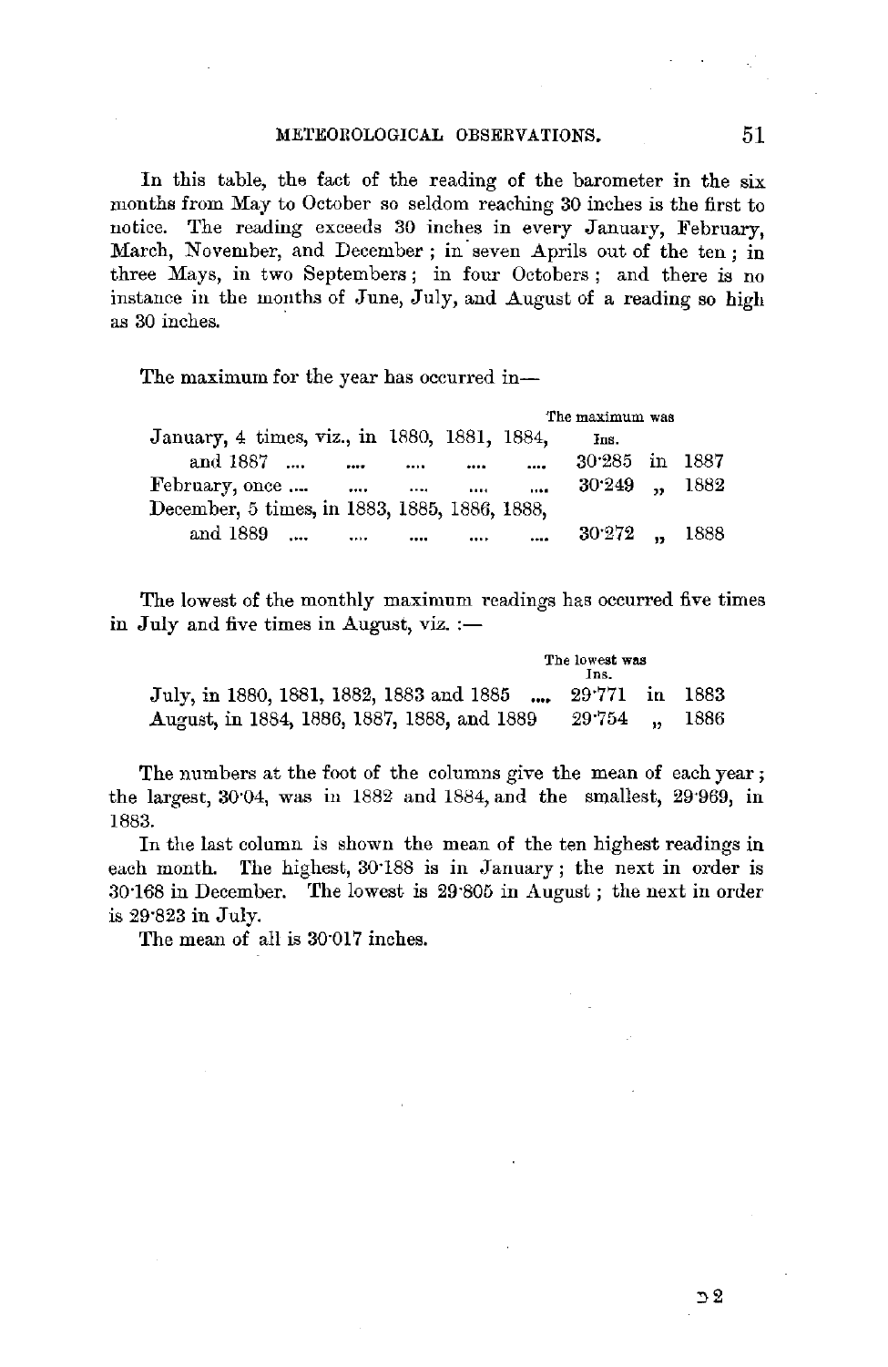In this table, the fact of the reading of the barometer in the six months from May to October so seldom reaching 30 inches is the first to notice. The reading exceeds 30 inches in every January, February, March, November, and December; in seven Aprils out of the ten; in three Mays, in two Septembers; in four Octobers; and there is no instance in the months of June, July, and August of a reading so high as 30 inches.

The maximum for the year has occurred in—

| | The maximum was Ins. | |
|---|---|---|
| January, 4 times, viz., in 1880, 1881, 1884, and 1887 .... .... .... .... .... | 30·285 | in 1887 |
| February, once .... .... .... .... .... | 30·249 | „ 1882 |
| December, 5 times, in 1883, 1885, 1886, 1888, and 1889 .... .... .... .... .... | 30·272 | „ 1888 |

The lowest of the monthly maximum readings has occurred five times in July and five times in August, viz.:—

| | The lowest was Ins. | |
|---|---|---|
| July, in 1880, 1881, 1882, 1883 and 1885 .... | 29·771 | in 1883 |
| August, in 1884, 1886, 1887, 1888, and 1889 | 29·754 | „ 1886 |

The numbers at the foot of the columns give the mean of each year; the largest, 30·04, was in 1882 and 1884, and the smallest, 29·969, in 1883.

In the last column is shown the mean of the ten highest readings in each month. The highest, 30·188 is in January; the next in order is 30·168 in December. The lowest is 29·805 in August; the next in order is 29·823 in July.

The mean of all is 30·017 inches.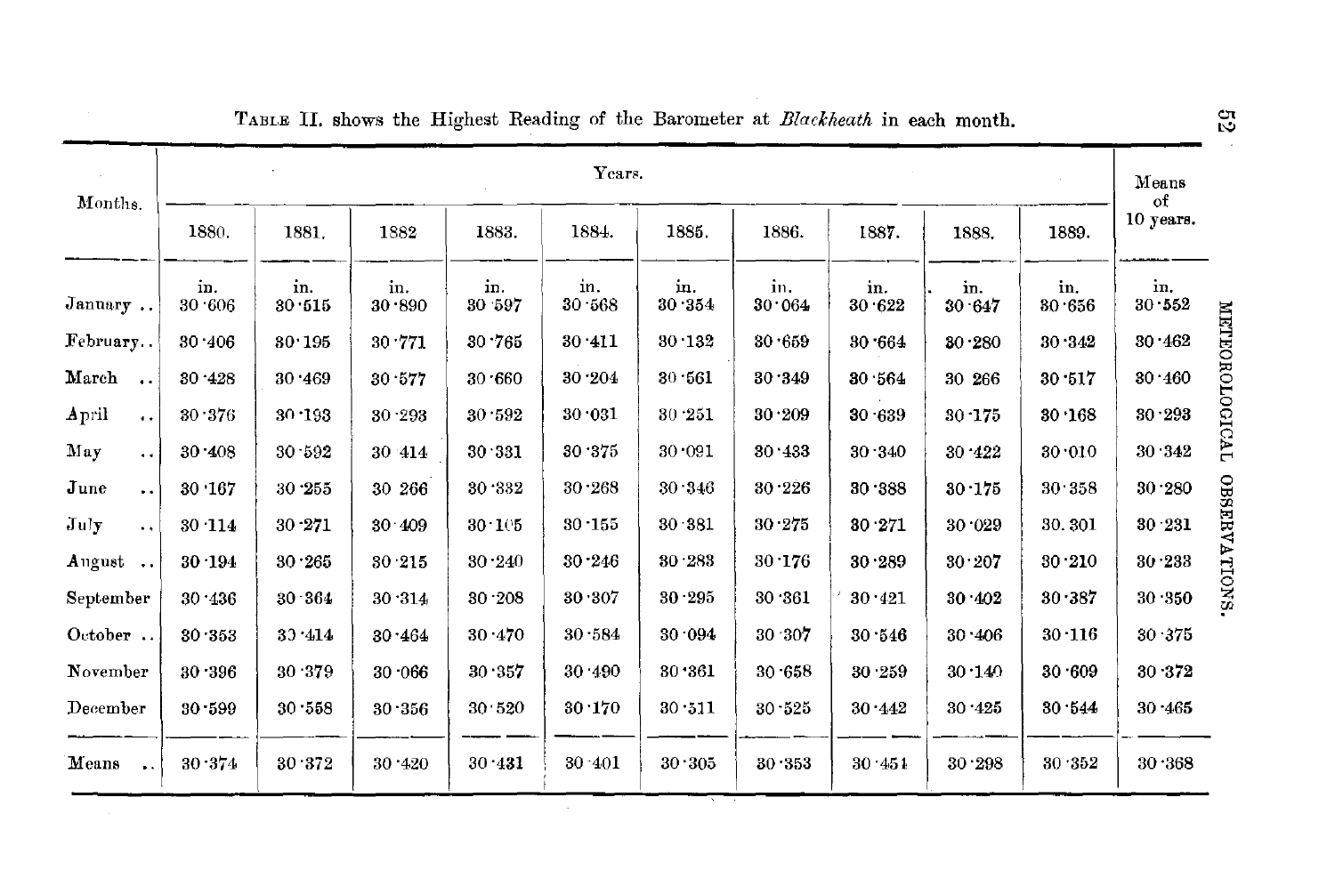TABLE II. shows the Highest Reading of the Barometer at *Blackheath* in each month.

| Months. | Years. | | | | | | | | | | Means of 10 years. |
|---|---|---|---|---|---|---|---|---|---|---|---|
| | 1880. | 1881. | 1882 | 1883. | 1884. | 1885. | 1886. | 1887. | 1888. | 1889. | |
| | in. | in. | in. | in. | in. | in. | in. | in. | in. | in. | in. |
| January .. | 30·606 | 30·515 | 30·890 | 30·597 | 30·568 | 30·354 | 30·064 | 30·622 | 30·647 | 30·656 | 30·552 |
| February.. | 30·406 | 30·195 | 30·771 | 30·765 | 30·411 | 30·132 | 30·659 | 30·664 | 30·280 | 30·342 | 30·462 |
| March .. | 30·428 | 30·469 | 30·577 | 30·660 | 30·204 | 30·561 | 30·349 | 30·564 | 30·266 | 30·517 | 30·460 |
| April .. | 30·376 | 30·193 | 30·293 | 30·592 | 30·031 | 30·251 | 30·209 | 30·639 | 30·175 | 30·168 | 30·293 |
| May .. | 30·408 | 30·592 | 30·414 | 30·331 | 30·375 | 30·091 | 30·433 | 30·340 | 30·422 | 30·010 | 30·342 |
| June .. | 30·167 | 30·255 | 30·266 | 30·332 | 30·268 | 30·346 | 30·226 | 30·388 | 30·175 | 30·358 | 30·280 |
| July .. | 30·114 | 30·271 | 30·409 | 30·105 | 30·155 | 30·381 | 30·275 | 30·271 | 30·029 | 30.301 | 30·231 |
| August .. | 30·194 | 30·265 | 30·215 | 30·240 | 30·246 | 30·283 | 30·176 | 30·289 | 30·207 | 30·210 | 30·233 |
| September | 30·436 | 30·364 | 30·314 | 30·208 | 30·307 | 30·295 | 30·361 | 30·421 | 30·402 | 30·387 | 30·350 |
| October .. | 30·353 | 30·414 | 30·464 | 30·470 | 30·584 | 30·094 | 30·307 | 30·546 | 30·406 | 30·116 | 30·375 |
| November | 30·396 | 30·379 | 30·066 | 30·357 | 30·490 | 30·361 | 30·658 | 30·259 | 30·140 | 30·609 | 30·372 |
| December | 30·599 | 30·558 | 30·356 | 30·520 | 30·170 | 30·511 | 30·525 | 30·442 | 30·425 | 30·544 | 30·465 |
| Means .. | 30·374 | 30·372 | 30·420 | 30·431 | 30·401 | 30·305 | 30·353 | 30·451 | 30·298 | 30·352 | 30·368 |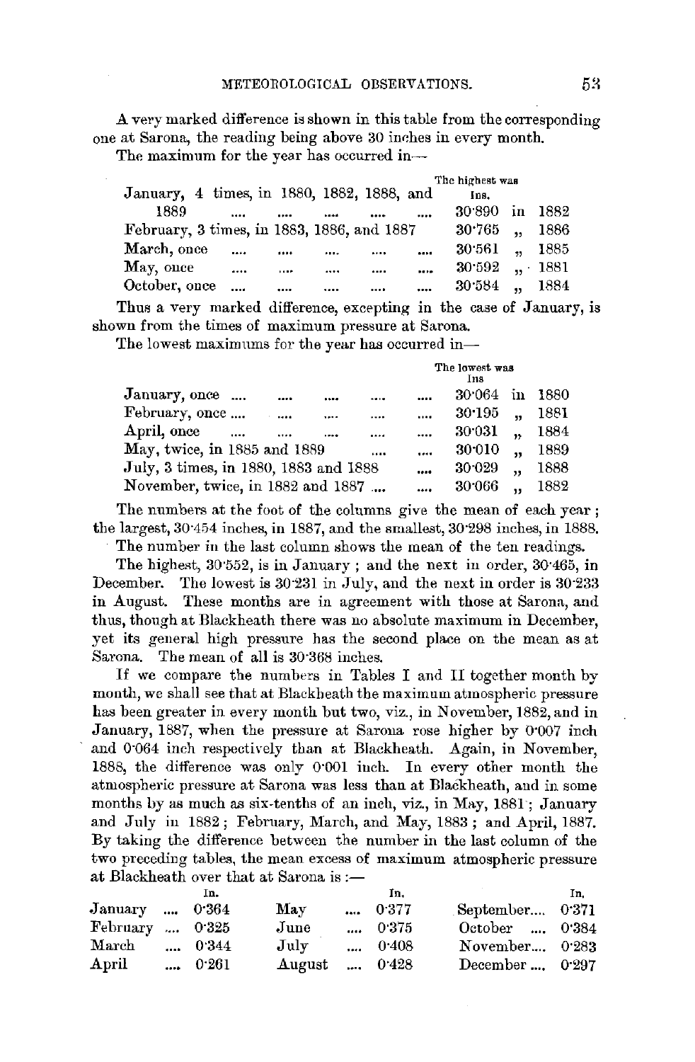A very marked difference is shown in this table from the corresponding one at Sarona, the reading being above 30 inches in every month.

The maximum for the year has occurred in—

| | The highest was Ins. | |
|---|---|---|
| January, 4 times, in 1880, 1882, 1888, and 1889 .... .... .... .... .... | 30·890 | in 1882 |
| February, 3 times, in 1883, 1886, and 1887 | 30·765 | „ 1886 |
| March, once .... .... .... .... .... | 30·561 | „ 1885 |
| May, once .... .... .... .... .... | 30·592 | „ 1881 |
| October, once .... .... .... .... .... | 30·584 | „ 1884 |

Thus a very marked difference, excepting in the case of January, is shown from the times of maximum pressure at Sarona.

The lowest maximums for the year has occurred in—

| | The lowest was Ins | |
|---|---|---|
| January, once .... .... .... .... .... | 30·064 | in 1880 |
| February, once .... .... .... .... .... | 30·195 | „ 1881 |
| April, once .... .... .... .... .... | 30·031 | „ 1884 |
| May, twice, in 1885 and 1889 .... .... | 30·010 | „ 1889 |
| July, 3 times, in 1880, 1883 and 1888 .... | 30·029 | „ 1888 |
| November, twice, in 1882 and 1887 .... .... | 30·066 | „ 1882 |

The numbers at the foot of the columns give the mean of each year; the largest, 30·454 inches, in 1887, and the smallest, 30·298 inches, in 1888.

The number in the last column shows the mean of the ten readings.

The highest, 30·552, is in January; and the next in order, 30·465, in December. The lowest is 30·231 in July, and the next in order is 30·233 in August. These months are in agreement with those at Sarona, and thus, though at Blackheath there was no absolute maximum in December, yet its general high pressure has the second place on the mean as at Sarona. The mean of all is 30·368 inches.

If we compare the numbers in Tables I and II together month by month, we shall see that at Blackheath the maximum atmospheric pressure has been greater in every month but two, viz., in November, 1882, and in January, 1887, when the pressure at Sarona rose higher by 0·007 inch and 0·064 inch respectively than at Blackheath. Again, in November, 1888, the difference was only 0·001 inch. In every other month the atmospheric pressure at Sarona was less than at Blackheath, and in some months by as much as six-tenths of an inch, viz., in May, 1881; January and July in 1882; February, March, and May, 1883; and April, 1887. By taking the difference between the number in the last column of the two preceding tables, the mean excess of maximum atmospheric pressure at Blackheath over that at Sarona is:—

| | In. | | In. | | In. |
|---|---|---|---|---|---|
| January .... | 0·364 | May .... | 0·377 | September.... | 0·371 |
| February .... | 0·325 | June .... | 0·375 | October .... | 0·384 |
| March .... | 0·344 | July .... | 0·408 | November.... | 0·283 |
| April .... | 0·261 | August .... | 0·428 | December .... | 0·297 |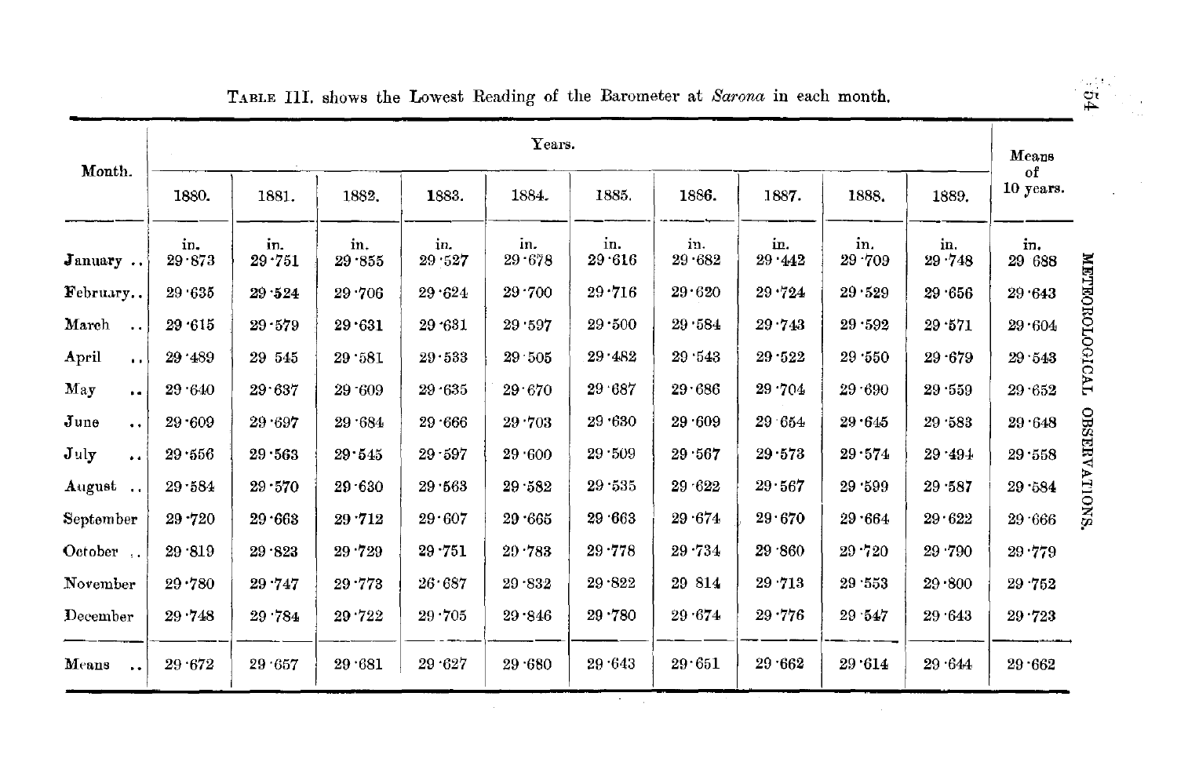TABLE III. shows the Lowest Reading of the Barometer at *Sarona* in each month.

| Month. | Years. | | | | | | | | | | Means of 10 years. |
|---|---|---|---|---|---|---|---|---|---|---|---|
| | 1880. | 1881. | 1882. | 1883. | 1884. | 1885. | 1886. | 1887. | 1888. | 1889. | |
| | in. | in. | in. | in. | in. | in. | in. | in. | in. | in. | in. |
| January .. | 29·873 | 29·751 | 29·855 | 29·527 | 29·678 | 29·616 | 29·682 | 29·442 | 29·709 | 29·748 | 29 688 |
| February.. | 29·635 | 29·524 | 29·706 | 29·624 | 29·700 | 29·716 | 29·620 | 29·724 | 29·529 | 29·656 | 29·643 |
| March .. | 29·615 | 29·579 | 29·631 | 29·631 | 29·597 | 29·500 | 29·584 | 29·743 | 29·592 | 29·571 | 29·604 |
| April .. | 29·489 | 29 545 | 29·581 | 29·533 | 29 505 | 29·482 | 29·543 | 29·522 | 29·550 | 29·679 | 29·543 |
| May .. | 29·640 | 29·637 | 29·609 | 29·635 | 29·670 | 29·687 | 29·686 | 29·704 | 29·690 | 29·559 | 29·652 |
| June .. | 29·609 | 29·697 | 29·684 | 29·666 | 29·703 | 29·630 | 29·609 | 29 654 | 29·645 | 29·583 | 29·648 |
| July .. | 29·556 | 29·563 | 29·545 | 29·597 | 29·600 | 29·509 | 29·567 | 29·573 | 29·574 | 29·494 | 29·558 |
| August .. | 29·584 | 29·570 | 29·630 | 29·563 | 29·582 | 29·535 | 29·622 | 29·567 | 29·599 | 29·587 | 29·584 |
| September | 29·720 | 29·663 | 29·712 | 29·607 | 29·665 | 29·663 | 29·674 | 29·670 | 29·664 | 29·622 | 29·666 |
| October .. | 29·819 | 29·823 | 29·729 | 29·751 | 29·783 | 29·778 | 29·734 | 29·860 | 29·720 | 29·790 | 29·779 |
| November | 29·780 | 29·747 | 29·773 | 26·687 | 29·832 | 29·822 | 29 814 | 29·713 | 29·553 | 29·800 | 29·752 |
| December | 29·748 | 29·784 | 29·722 | 29·705 | 29·846 | 29·780 | 29·674 | 29·776 | 29·547 | 29·643 | 29·723 |
| Means .. | 29·672 | 29·657 | 29·681 | 29·627 | 29·680 | 29·643 | 29·651 | 29·662 | 29·614 | 29·644 | 29·662 |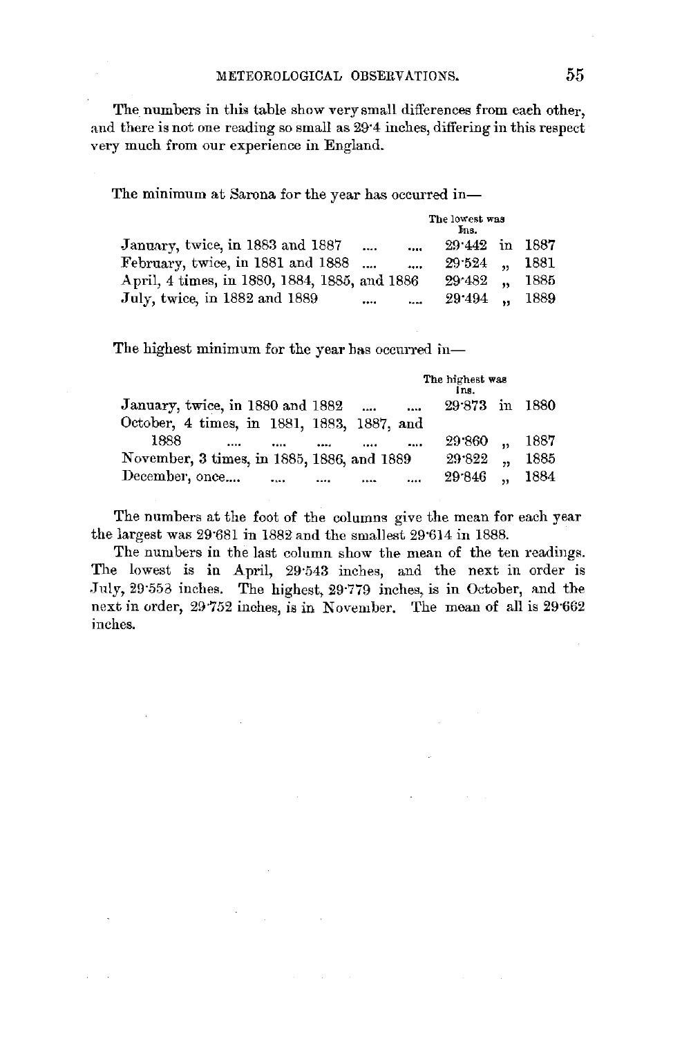The numbers in this table show very small differences from each other, and there is not one reading so small as 29·4 inches, differing in this respect very much from our experience in England.

The minimum at Sarona for the year has occurred in—

| | The lowest was Ins. |
|---|---|
| January, twice, in 1883 and 1887 .... .... | 29·442 in 1887 |
| February, twice, in 1881 and 1888 .... .... | 29·524 „ 1881 |
| April, 4 times, in 1880, 1884, 1885, and 1886 | 29·482 „ 1885 |
| July, twice, in 1882 and 1889 .... .... | 29·494 „ 1889 |

The highest minimum for the year has occurred in—

| | The highest was Ins. |
|---|---|
| January, twice, in 1880 and 1882 .... .... | 29·873 in 1880 |
| October, 4 times, in 1881, 1883, 1887, and 1888 .... .... .... .... .... | 29·860 „ 1887 |
| November, 3 times, in 1885, 1886, and 1889 | 29·822 „ 1885 |
| December, once.... .... .... .... .... | 29·846 „ 1884 |

The numbers at the foot of the columns give the mean for each year the largest was 29·681 in 1882 and the smallest 29·614 in 1888.

The numbers in the last column show the mean of the ten readings. The lowest is in April, 29·543 inches, and the next in order is July, 29·553 inches. The highest, 29·779 inches, is in October, and the next in order, 29·752 inches, is in November. The mean of all is 29·662 inches.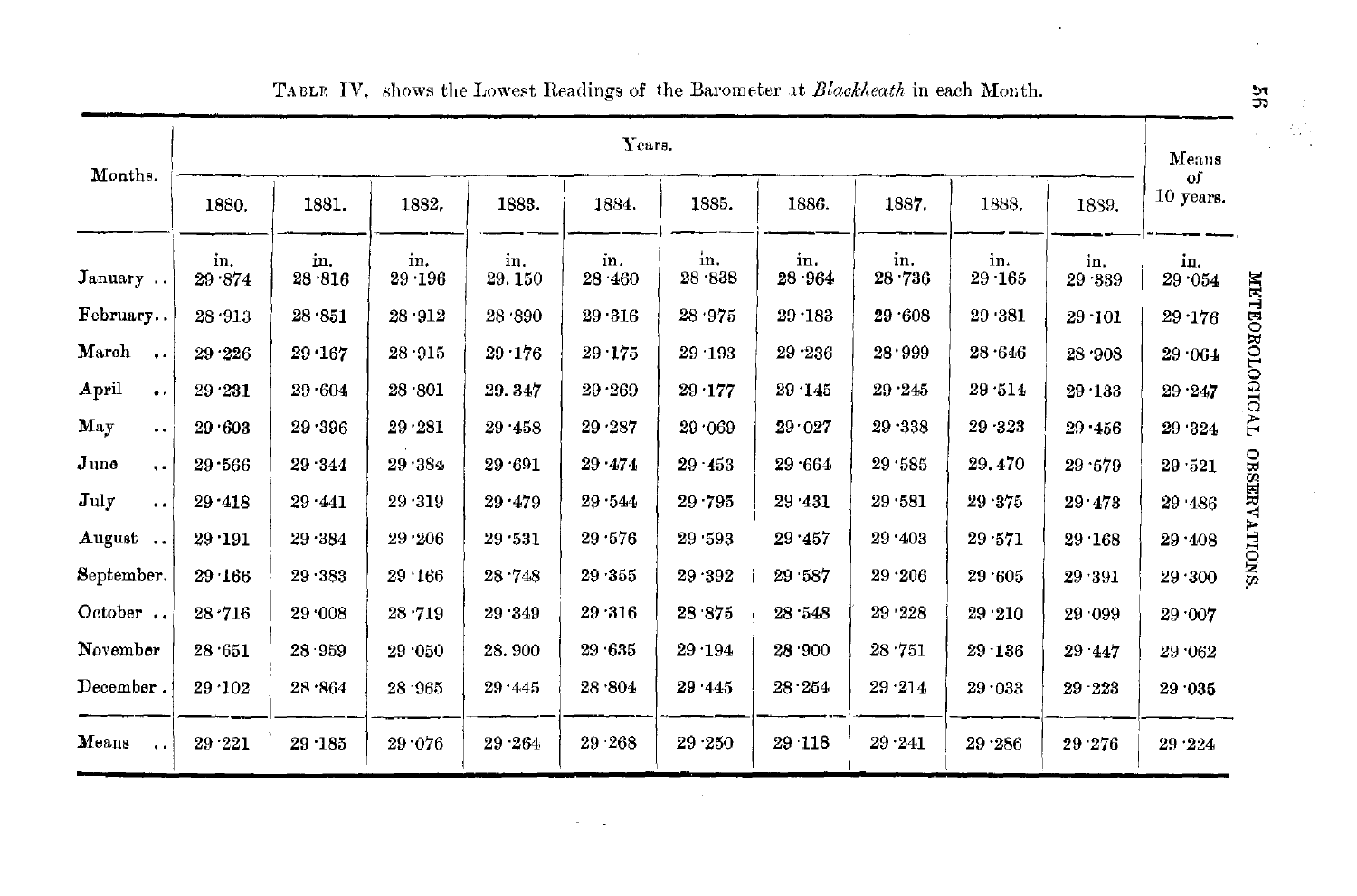TABLE IV. shows the Lowest Readings of the Barometer at *Blackheath* in each Month.

| Months. | Years. | | | | | | | | | | Means of 10 years. |
|---|---|---|---|---|---|---|---|---|---|---|---|
| | 1880. | 1881. | 1882. | 1883. | 1884. | 1885. | 1886. | 1887. | 1888. | 1889. | |
| | in. | in. | in. | in. | in. | in. | in. | in. | in. | in. | in. |
| January .. | 29·874 | 28·816 | 29·196 | 29.150 | 28·460 | 28·838 | 28·964 | 28·736 | 29·165 | 29·339 | 29·054 |
| February.. | 28·913 | 28·851 | 28·912 | 28·890 | 29·316 | 28·975 | 29·183 | 29·608 | 29·381 | 29·101 | 29·176 |
| March .. | 29·226 | 29·167 | 28·915 | 29·176 | 29·175 | 29·193 | 29·236 | 28·999 | 28·646 | 28·908 | 29·064 |
| April .. | 29·231 | 29·604 | 28·801 | 29.347 | 29·269 | 29·177 | 29·145 | 29·245 | 29·514 | 29·133 | 29·247 |
| May .. | 29·603 | 29·396 | 29·281 | 29·458 | 29·287 | 29·069 | 29·027 | 29·338 | 29·323 | 29·456 | 29·324 |
| June .. | 29·566 | 29·344 | 29·384 | 29·691 | 29·474 | 29·453 | 29·664 | 29·585 | 29.470 | 29·579 | 29·521 |
| July .. | 29·418 | 29·441 | 29·319 | 29·479 | 29·544 | 29·795 | 29·431 | 29·581 | 29·375 | 29·478 | 29·486 |
| August .. | 29·191 | 29·384 | 29·206 | 29·531 | 29·576 | 29·593 | 29·457 | 29·403 | 29·571 | 29·168 | 29·408 |
| September. | 29·166 | 29·383 | 29·166 | 28·748 | 29·355 | 29·392 | 29·587 | 29·206 | 29·605 | 29·391 | 29·300 |
| October .. | 28·716 | 29·008 | 28·719 | 29·349 | 29·316 | 28·875 | 28·548 | 29·228 | 29·210 | 29·099 | 29·007 |
| November | 28·651 | 28·959 | 29·050 | 28.900 | 29·635 | 29·194 | 28·900 | 28·751 | 29·136 | 29·447 | 29·062 |
| December. | 29·102 | 28·864 | 28·965 | 29·445 | 28·804 | 29·445 | 28·254 | 29·214 | 29·033 | 29·223 | 29·035 |
| Means .. | 29·221 | 29·185 | 29·076 | 29·264 | 29·268 | 29·250 | 29·118 | 29·241 | 29·286 | 29·276 | 29·224 |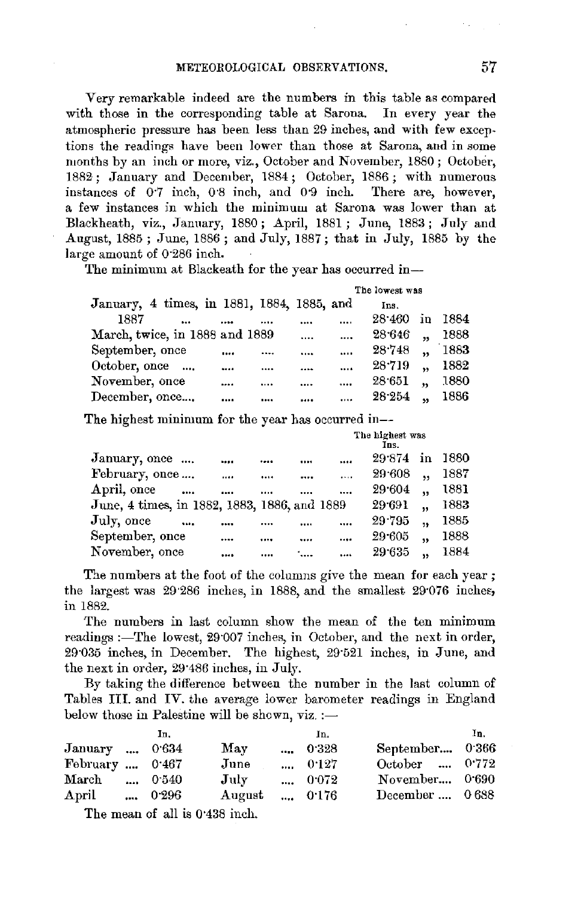Very remarkable indeed are the numbers in this table as compared with those in the corresponding table at Sarona. In every year the atmospheric pressure has been less than 29 inches, and with few exceptions the readings have been lower than those at Sarona, and in some months by an inch or more, viz., October and November, 1880; October, 1882; January and December, 1884; October, 1886; with numerous instances of 0·7 inch, 0·8 inch, and 0·9 inch. There are, however, a few instances in which the minimum at Sarona was lower than at Blackheath, viz., January, 1880; April, 1881; June, 1883; July and August, 1885; June, 1886; and July, 1887; that in July, 1885 by the large amount of 0·286 inch.

The minimum at Blackeath for the year has occurred in—

| | The lowest was Ins. | |
|---|---|---|
| January, 4 times, in 1881, 1884, 1885, and 1887 .... .... .... .... | 28·460 | in 1884 |
| March, twice, in 1888 and 1889 .... .... | 28·646 | " 1888 |
| September, once .... .... .... .... | 28·748 | " 1883 |
| October, once .... .... .... .... .... | 28·719 | " 1882 |
| November, once .... .... .... .... | 28·651 | " 1880 |
| December, once.... .... .... .... .... | 28·254 | " 1886 |

The highest minimum for the year has occurred in—

| | The highest was Ins. | |
|---|---|---|
| January, once .... .... .... .... .... | 29·874 | in 1880 |
| February, once .... .... .... .... .... | 29·608 | " 1887 |
| April, once .... .... .... .... .... | 29·604 | " 1881 |
| June, 4 times, in 1882, 1883, 1886, and 1889 | 29·691 | " 1883 |
| July, once .... .... .... .... .... | 29·795 | " 1885 |
| September, once .... .... .... .... | 29·605 | " 1888 |
| November, once .... .... .... .... | 29·635 | " 1884 |

The numbers at the foot of the columns give the mean for each year; the largest was 29·286 inches, in 1888, and the smallest 29·076 inches, in 1882.

The numbers in last column show the mean of the ten minimum readings:—The lowest, 29·007 inches, in October, and the next in order, 29·035 inches, in December. The highest, 29·521 inches, in June, and the next in order, 29·486 inches, in July.

By taking the difference between the number in the last column of Tables III. and IV. the average lower barometer readings in England below those in Palestine will be shown, viz.:—

| | In. | | In. | | In. |
|---|---|---|---|---|---|
| January .... | 0·634 | May .... | 0·328 | September.... | 0·366 |
| February .... | 0·467 | June .... | 0·127 | October .... | 0·772 |
| March .... | 0·540 | July .... | 0·072 | November.... | 0·690 |
| April .... | 0·296 | August .... | 0·176 | December .... | 0·688 |

The mean of all is 0·438 inch.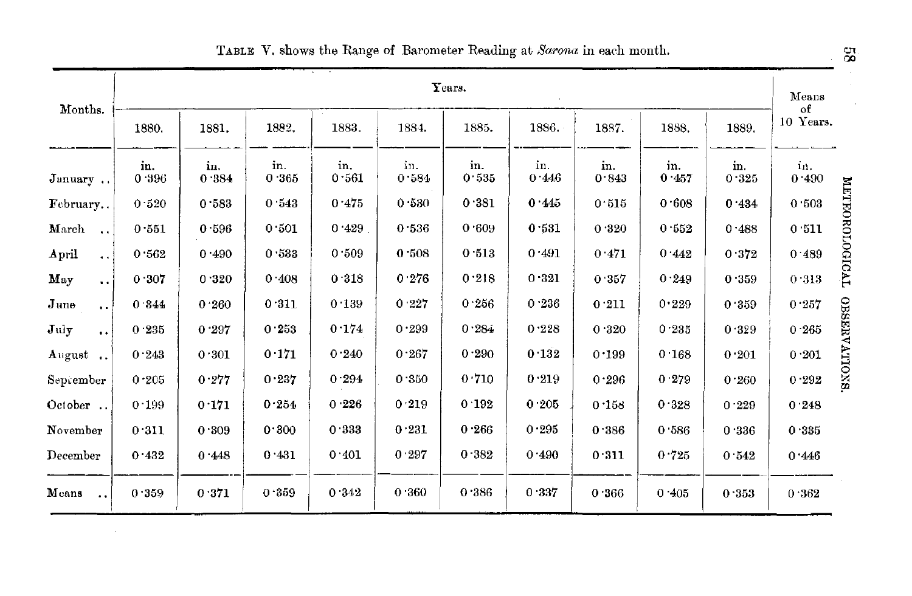TABLE V. shows the Range of Barometer Reading at *Sarona* in each month.

| Months. | Years. | | | | | | | | | | Means of 10 Years. |
|---|---|---|---|---|---|---|---|---|---|---|---|
| | 1880. | 1881. | 1882. | 1883. | 1884. | 1885. | 1886. | 1887. | 1888. | 1889. | |
| | in. | in. | in. | in. | in. | in. | in. | in. | in. | in. | in. |
| January .. | 0·396 | 0·384 | 0·365 | 0·561 | 0·584 | 0·535 | 0·446 | 0·843 | 0·457 | 0·325 | 0·490 |
| February.. | 0·520 | 0·583 | 0·543 | 0·475 | 0·530 | 0·381 | 0·445 | 0·515 | 0·608 | 0·434 | 0·503 |
| March .. | 0·551 | 0·596 | 0·501 | 0·429 | 0·536 | 0·609 | 0·531 | 0·320 | 0·552 | 0·488 | 0·511 |
| April .. | 0·562 | 0·490 | 0·533 | 0·509 | 0·508 | 0·513 | 0·491 | 0·471 | 0·442 | 0·372 | 0·489 |
| May .. | 0·307 | 0·320 | 0·408 | 0·318 | 0·276 | 0·218 | 0·321 | 0·357 | 0·249 | 0·359 | 0·313 |
| June .. | 0·344 | 0·260 | 0·311 | 0·139 | 0·227 | 0·256 | 0·236 | 0·211 | 0·229 | 0·359 | 0·257 |
| July .. | 0·235 | 0·297 | 0·253 | 0·174 | 0·299 | 0·284 | 0·228 | 0·320 | 0·235 | 0·329 | 0·265 |
| August .. | 0·243 | 0·301 | 0·171 | 0·240 | 0·267 | 0·290 | 0·132 | 0·199 | 0·168 | 0·201 | 0·201 |
| September | 0·205 | 0·277 | 0·237 | 0·294 | 0·350 | 0·710 | 0·219 | 0·296 | 0·279 | 0·260 | 0·292 |
| October .. | 0·199 | 0·171 | 0·254 | 0·226 | 0·219 | 0·192 | 0·205 | 0·158 | 0·328 | 0·229 | 0·248 |
| November | 0·311 | 0·309 | 0·300 | 0·333 | 0·231 | 0·266 | 0·295 | 0·386 | 0·586 | 0·336 | 0·335 |
| December | 0·432 | 0·448 | 0·431 | 0·401 | 0·297 | 0·382 | 0·490 | 0·311 | 0·725 | 0·542 | 0·446 |
| Means .. | 0·359 | 0·371 | 0·359 | 0·342 | 0·360 | 0·386 | 0·337 | 0·366 | 0·405 | 0·353 | 0·362 |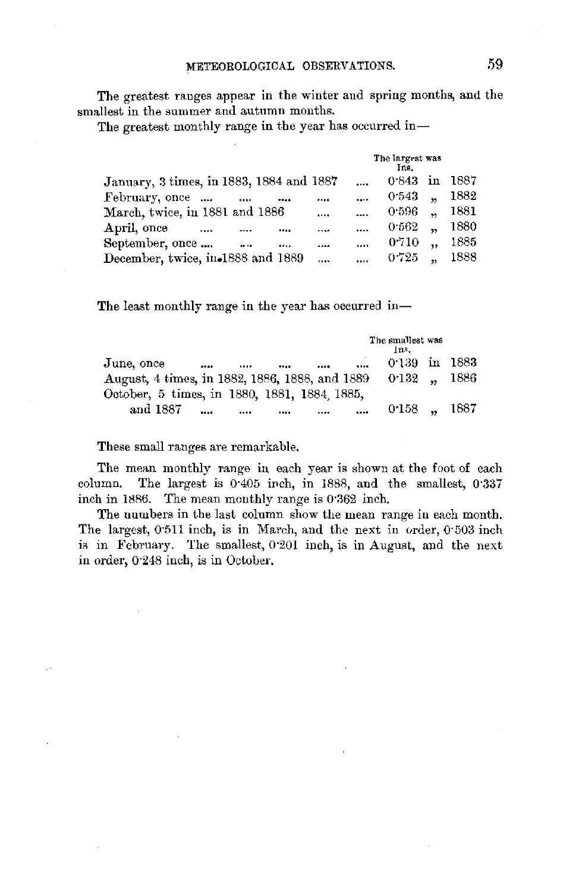The greatest ranges appear in the winter and spring months, and the smallest in the summer and autumn months.

The greatest monthly range in the year has occurred in—

| | The largest was Ins. | |
|---|---|---|
| January, 3 times, in 1883, 1884 and 1887 .... | 0·843 | in 1887 |
| February, once .... .... .... .... .... | 0·543 | „ 1882 |
| March, twice, in 1881 and 1886 .... .... | 0·596 | „ 1881 |
| April, once .... .... .... .... .... | 0·562 | „ 1880 |
| September, once .... .... .... .... .... | 0·710 | „ 1885 |
| December, twice, in 1888 and 1889 .... .... | 0·725 | „ 1888 |

The least monthly range in the year has occurred in—

| | The smallest was Ins. | |
|---|---|---|
| June, once .... .... .... .... .... | 0·139 | in 1883 |
| August, 4 times, in 1882, 1886, 1888, and 1889 | 0·132 | „ 1886 |
| October, 5 times, in 1880, 1881, 1884, 1885, and 1887 .... .... .... .... .... | 0·158 | „ 1887 |

These small ranges are remarkable.

The mean monthly range in each year is shown at the foot of each column. The largest is 0·405 inch, in 1888, and the smallest, 0·337 inch in 1886. The mean monthly range is 0·362 inch.

The numbers in the last column show the mean range in each month. The largest, 0·511 inch, is in March, and the next in order, 0·503 inch is in February. The smallest, 0·201 inch, is in August, and the next in order, 0·248 inch, is in October.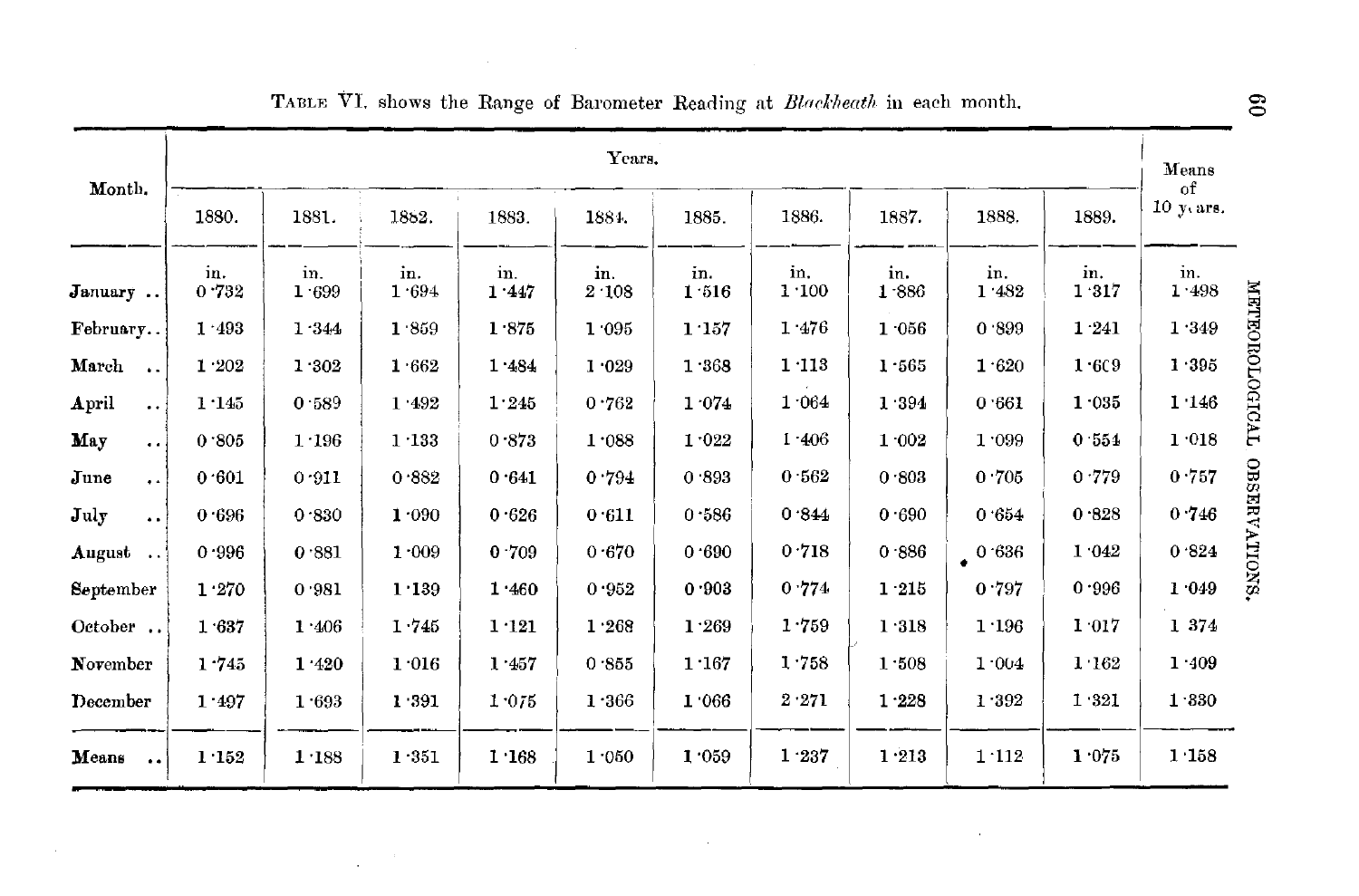TABLE VI. shows the Range of Barometer Reading at *Blackheath* in each month.

| Month. | Years. | | | | | | | | | | Means of 10 years. |
|---|---|---|---|---|---|---|---|---|---|---|---|
| | 1880. | 1881. | 1882. | 1883. | 1884. | 1885. | 1886. | 1887. | 1888. | 1889. | |
| | in. | in. | in. | in. | in. | in. | in. | in. | in. | in. | in. |
| January .. | 0·732 | 1·699 | 1·694 | 1·447 | 2·108 | 1·516 | 1·100 | 1·886 | 1·482 | 1·317 | 1·498 |
| February.. | 1·493 | 1·344 | 1·859 | 1·875 | 1·095 | 1·157 | 1·476 | 1·056 | 0·899 | 1·241 | 1·349 |
| March .. | 1·202 | 1·302 | 1·662 | 1·484 | 1·029 | 1·368 | 1·113 | 1·565 | 1·620 | 1·609 | 1·395 |
| April .. | 1·145 | 0·589 | 1·492 | 1·245 | 0·762 | 1·074 | 1·064 | 1·394 | 0·661 | 1·035 | 1·146 |
| May .. | 0·805 | 1·196 | 1·133 | 0·873 | 1·088 | 1·022 | 1·406 | 1·002 | 1·099 | 0·554 | 1·018 |
| June .. | 0·601 | 0·911 | 0·882 | 0·641 | 0·794 | 0·893 | 0·562 | 0·803 | 0·705 | 0·779 | 0·757 |
| July .. | 0·696 | 0·830 | 1·090 | 0·626 | 0·611 | 0·586 | 0·844 | 0·690 | 0·654 | 0·828 | 0·746 |
| August .. | 0·996 | 0·881 | 1·009 | 0·709 | 0·670 | 0·690 | 0·718 | 0·886 | 0·636 | 1·042 | 0·824 |
| September | 1·270 | 0·981 | 1·139 | 1·460 | 0·952 | 0·903 | 0·774 | 1·215 | 0·797 | 0·996 | 1·049 |
| October .. | 1·637 | 1·406 | 1·745 | 1·121 | 1·268 | 1·269 | 1·759 | 1·318 | 1·196 | 1·017 | 1·374 |
| November | 1·745 | 1·420 | 1·016 | 1·457 | 0·855 | 1·167 | 1·758 | 1·508 | 1·004 | 1·162 | 1·409 |
| December | 1·497 | 1·693 | 1·391 | 1·075 | 1·366 | 1·066 | 2·271 | 1·228 | 1·392 | 1·321 | 1·330 |
| Means .. | 1·152 | 1·188 | 1·351 | 1·168 | 1·050 | 1·059 | 1·237 | 1·213 | 1·112 | 1·075 | 1·158 |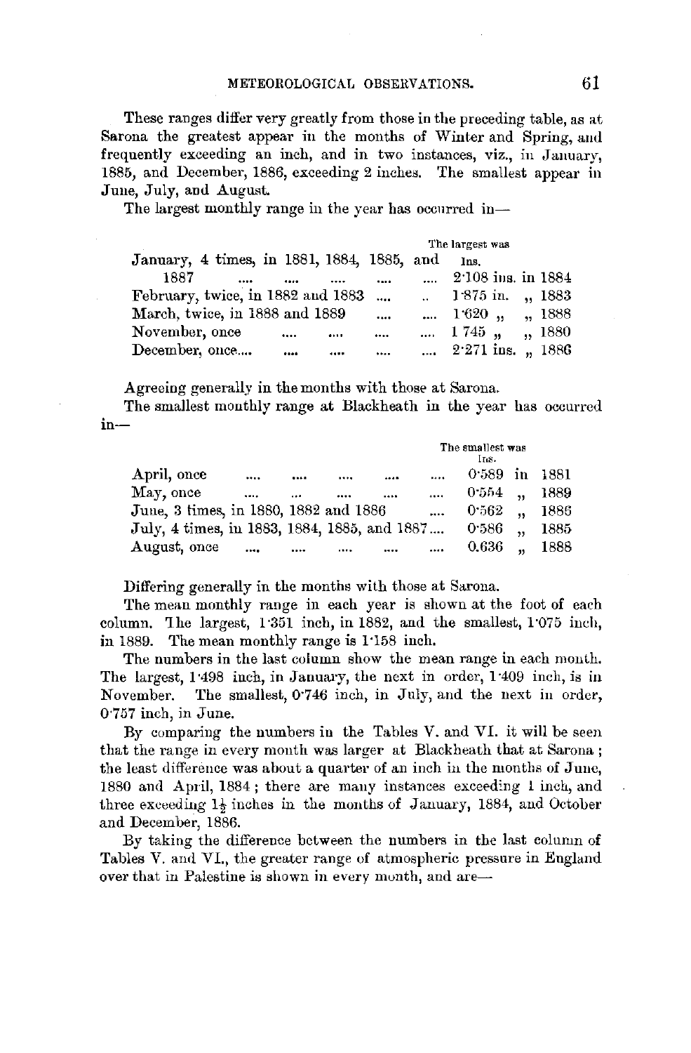These ranges differ very greatly from those in the preceding table, as at Sarona the greatest appear in the months of Winter and Spring, and frequently exceeding an inch, and in two instances, viz., in January, 1885, and December, 1886, exceeding 2 inches. The smallest appear in June, July, and August.

The largest monthly range in the year has occurred in—

| | The largest was |
|---|---|
| | Ins. |
| January, 4 times, in 1881, 1884, 1885, and 1887 .... .... .... .... | 2·108 ins. in 1884 |
| February, twice, in 1882 and 1883 .... .. | 1·875 in. „ 1883 |
| March, twice, in 1888 and 1889 .... .... | 1·620 „ „ 1888 |
| November, once .... .... .... .... | 1·745 „ „ 1880 |
| December, once.... .... .... .... .... | 2·271 ins. „ 1886 |

Agreeing generally in the months with those at Sarona.

The smallest monthly range at Blackheath in the year has occurred in—

| | The smallest was |
|---|---|
| | Ins. |
| April, once .... .... .... .... .... | 0·589 in 1881 |
| May, once .... ... .... .... .... | 0·554 „ 1889 |
| June, 3 times, in 1880, 1882 and 1886 .... | 0·562 „ 1886 |
| July, 4 times, in 1883, 1884, 1885, and 1887.... | 0·586 „ 1885 |
| August, once .... .... .... .... .... | 0.636 „ 1888 |

Differing generally in the months with those at Sarona.

The mean monthly range in each year is shown at the foot of each column. The largest, 1·351 inch, in 1882, and the smallest, 1·075 inch, in 1889. The mean monthly range is 1·158 inch.

The numbers in the last column show the mean range in each month. The largest, 1·498 inch, in January, the next in order, 1·409 inch, is in November. The smallest, 0·746 inch, in July, and the next in order, 0·757 inch, in June.

By comparing the numbers in the Tables V. and VI. it will be seen that the range in every month was larger at Blackheath that at Sarona; the least difference was about a quarter of an inch in the months of June, 1880 and April, 1884; there are many instances exceeding 1 inch, and three exceeding $1\frac{1}{2}$ inches in the months of January, 1884, and October and December, 1886.

By taking the difference between the numbers in the last column of Tables V. and VI., the greater range of atmospheric pressure in England over that in Palestine is shown in every month, and are—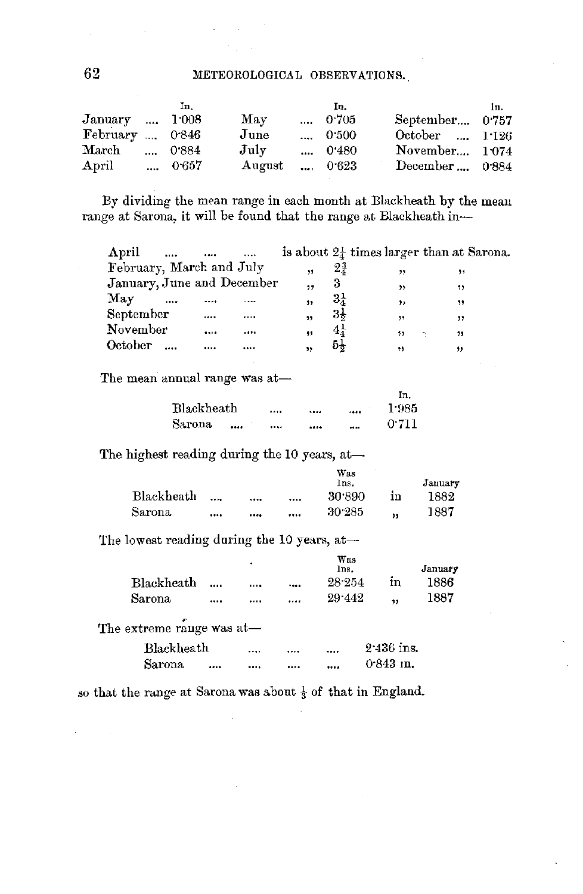| | In. | | In. | | In. |
|---|---|---|---|---|---|
| January .... | 1·008 | May .... | 0·705 | September.... | 0·757 |
| February .... | 0·846 | June .... | 0·500 | October .... | 1·126 |
| March .... | 0·884 | July .... | 0·480 | November.... | 1·074 |
| April .... | 0·657 | August .... | 0·623 | December .... | 0·884 |

By dividing the mean range in each month at Blackheath by the mean range at Sarona, it will be found that the range at Blackheath in—

| | | | |
|---|---|---|---|
| April .... .... .... | is about $2\frac{1}{4}$ | times larger than at Sarona. | |
| February, March and July | " $2\frac{3}{4}$ | " | " |
| January, June and December | " 3 | " | " |
| May .... .... .... | " $3\frac{1}{4}$ | " | " |
| September .... .... | " $3\frac{1}{2}$ | " | " |
| November .... .... | " $4\frac{1}{4}$ | " | " |
| October .... .... .... | " $5\frac{1}{2}$ | " | " |

The mean annual range was at—

| | In. |
|---|---|
| Blackheath .... .... .... | 1·985 |
| Sarona .... .... .... .... | 0·711 |

The highest reading during the 10 years, at—

| | Was Ins. | | January |
|---|---|---|---|
| Blackheath .... .... .... | 30·890 | in | 1882 |
| Sarona .... .... .... | 30·285 | " | 1887 |

The lowest reading during the 10 years, at—

| | Was Ins. | | January |
|---|---|---|---|
| Blackheath .... .... .... | 28·254 | in | 1886 |
| Sarona .... .... .... | 29·442 | " | 1887 |

The extreme range was at—

| | |
|---|---|
| Blackheath .... .... .... | 2·436 ins. |
| Sarona .... .... .... .... | 0·843 in. |

so that the range at Sarona was about $\frac{1}{3}$ of that in England.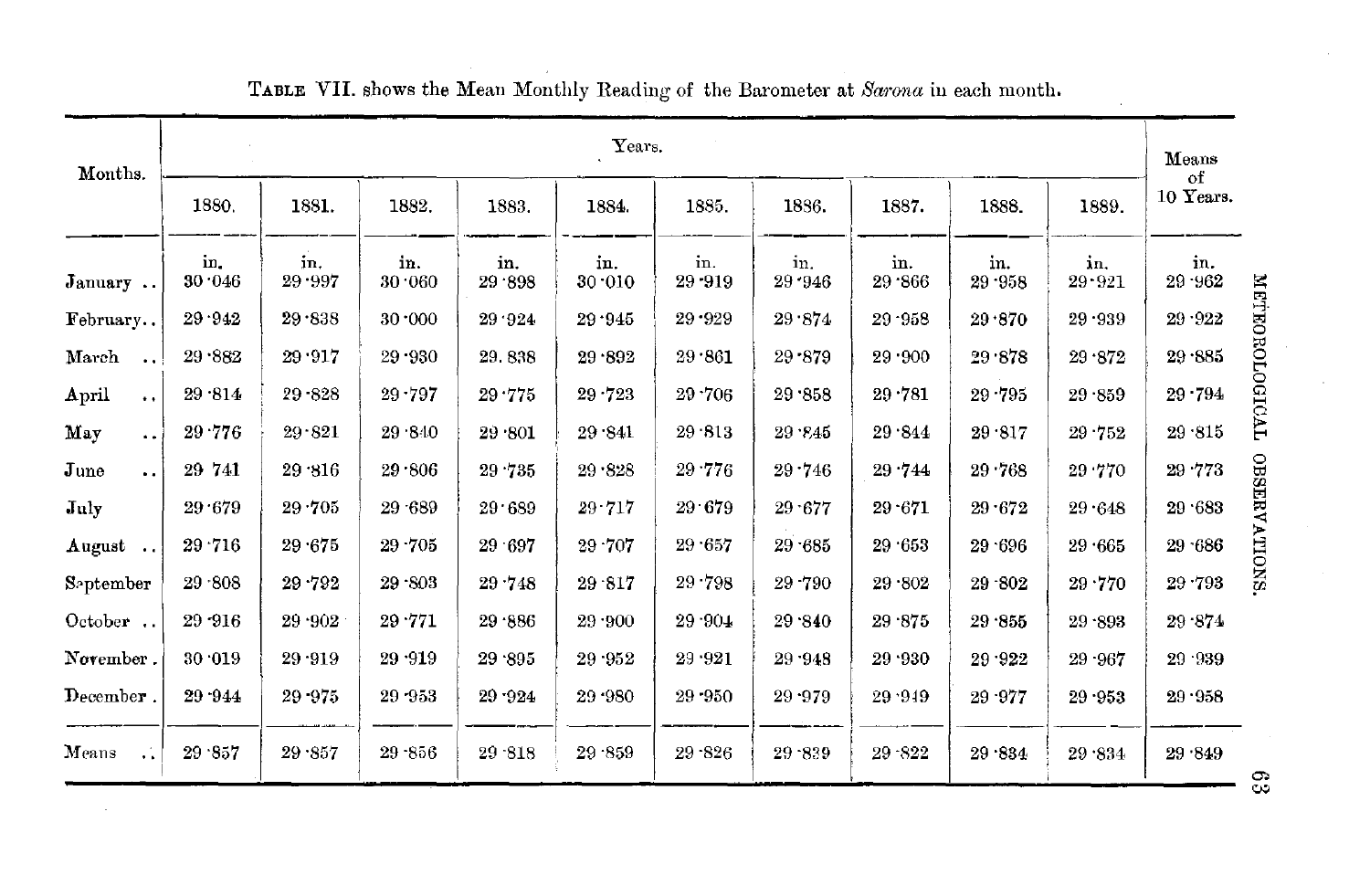TABLE VII. shows the Mean Monthly Reading of the Barometer at *Sarona* in each month.

| Months. | Years. | | | | | | | | | | Means of 10 Years. |
|---|---|---|---|---|---|---|---|---|---|---|---|
| | 1880. | 1881. | 1882. | 1883. | 1884. | 1885. | 1886. | 1887. | 1888. | 1889. | |
| | in. | in. | in. | in. | in. | in. | in. | in. | in. | in. | in. |
| January .. | 30·046 | 29·997 | 30·060 | 29·898 | 30·010 | 29·919 | 29·946 | 29·866 | 29·958 | 29·921 | 29·962 |
| February.. | 29·942 | 29·838 | 30·000 | 29·924 | 29·945 | 29·929 | 29·874 | 29·958 | 29·870 | 29·939 | 29·922 |
| March .. | 29·882 | 29·917 | 29·930 | 29. 838 | 29·892 | 29·861 | 29·879 | 29·900 | 29·878 | 29·872 | 29·885 |
| April .. | 29·814 | 29·828 | 29·797 | 29·775 | 29·723 | 29·706 | 29·858 | 29·781 | 29·795 | 29·859 | 29·794 |
| May .. | 29·776 | 29·821 | 29·840 | 29·801 | 29·841 | 29·813 | 29·845 | 29·844 | 29·817 | 29·752 | 29·815 |
| June .. | 29 741 | 29·816 | 29·806 | 29·735 | 29·828 | 29·776 | 29·746 | 29·744 | 29·768 | 29·770 | 29·773 |
| July | 29·679 | 29·705 | 29·689 | 29·689 | 29·717 | 29·679 | 29·677 | 29·671 | 29·672 | 29·648 | 29·683 |
| August .. | 29·716 | 29·675 | 29·705 | 29·697 | 29·707 | 29·657 | 29·685 | 29·653 | 29·696 | 29·665 | 29·686 |
| September | 29·808 | 29·792 | 29·803 | 29·748 | 29·817 | 29·798 | 29·790 | 29·802 | 29·802 | 29·770 | 29·793 |
| October .. | 29·916 | 29·902 | 29·771 | 29·886 | 29·900 | 29·904 | 29·840 | 29·875 | 29·855 | 29·893 | 29·874 |
| November . | 30·019 | 29·919 | 29·919 | 29·895 | 29·952 | 29·921 | 29·948 | 29·930 | 29·922 | 29·967 | 29·939 |
| December . | 29·944 | 29·975 | 29·953 | 29·924 | 29·980 | 29·950 | 29·979 | 29·949 | 29·977 | 29·953 | 29·958 |
| Means .. | 29·857 | 29·857 | 29·856 | 29·818 | 29·859 | 29·826 | 29·839 | 29·822 | 29·834 | 29·834 | 29·849 |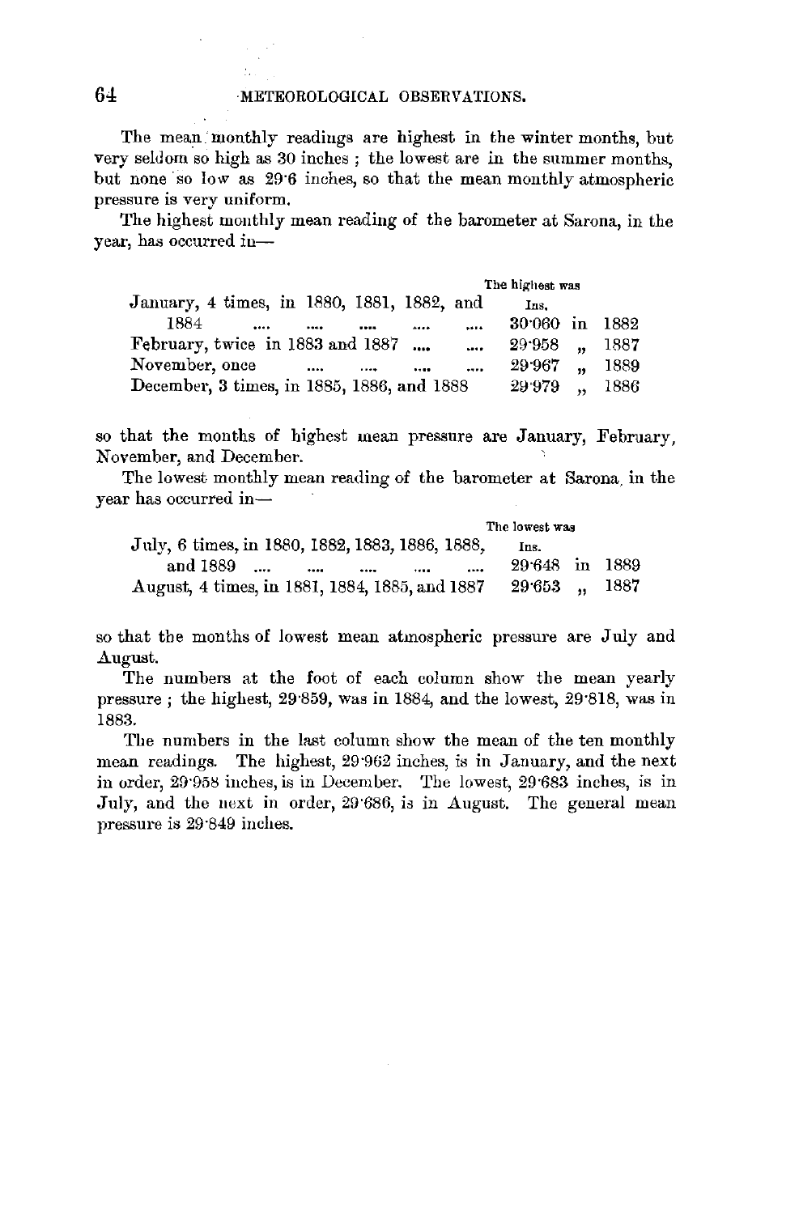The mean monthly readings are highest in the winter months, but very seldom so high as 30 inches ; the lowest are in the summer months, but none so low as 29·6 inches, so that the mean monthly atmospheric pressure is very uniform.

The highest monthly mean reading of the barometer at Sarona, in the year, has occurred in—

| | The highest was Ins. |
|---|---|
| January, 4 times, in 1880, 1881, 1882, and 1884 .... .... .... .... .... | 30·060 in 1882 |
| February, twice in 1883 and 1887 .... .... | 29·958 „ 1887 |
| November, once .... .... .... .... | 29·967 „ 1889 |
| December, 3 times, in 1885, 1886, and 1888 | 29·979 „ 1886 |

so that the months of highest mean pressure are January, February, November, and December.

The lowest monthly mean reading of the barometer at Sarona, in the year has occurred in—

| | The lowest was Ins. |
|---|---|
| July, 6 times, in 1880, 1882, 1883, 1886, 1888, and 1889 .... .... .... .... .... | 29·648 in 1889 |
| August, 4 times, in 1881, 1884, 1885, and 1887 | 29·653 „ 1887 |

so that the months of lowest mean atmospheric pressure are July and August.

The numbers at the foot of each column show the mean yearly pressure ; the highest, 29·859, was in 1884, and the lowest, 29·818, was in 1883.

The numbers in the last column show the mean of the ten monthly mean readings. The highest, 29·962 inches, is in January, and the next in order, 29·958 inches, is in December. The lowest, 29·683 inches, is in July, and the next in order, 29·686, is in August. The general mean pressure is 29·849 inches.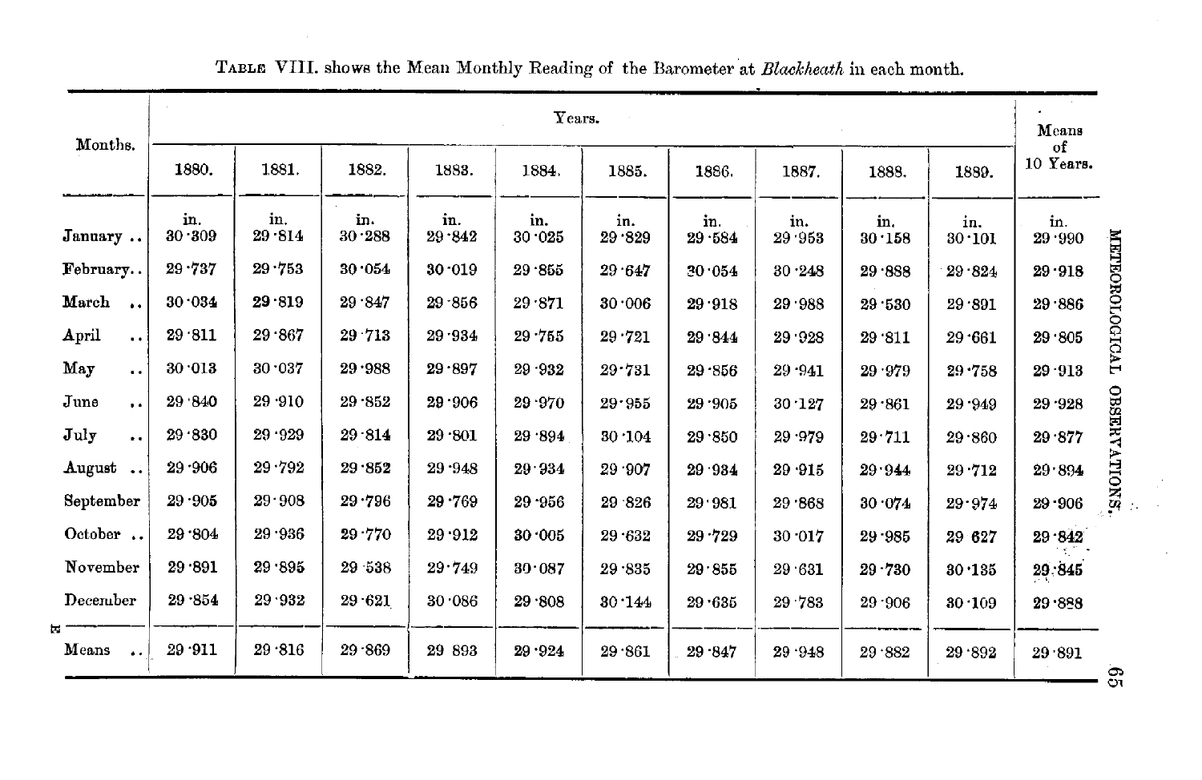TABLE VIII. shows the Mean Monthly Reading of the Barometer at *Blackheath* in each month.

| Months. | Years. | | | | | | | | | | Means of 10 Years. |
|---|---|---|---|---|---|---|---|---|---|---|---|
| | 1880. | 1881. | 1882. | 1883. | 1884. | 1885. | 1886. | 1887. | 1888. | 1889. | |
| | in. | in. | in. | in. | in. | in. | in. | in. | in. | in. | in. |
| January .. | 30·309 | 29·814 | 30·288 | 29·842 | 30·025 | 29·829 | 29·584 | 29·953 | 30·158 | 30·101 | 29·990 |
| February.. | 29·737 | 29·753 | 30·054 | 30·019 | 29·855 | 29·647 | 30·054 | 30·248 | 29·888 | 29·824 | 29·918 |
| March .. | 30·034 | 29·819 | 29·847 | 29·856 | 29·871 | 30·006 | 29·918 | 29·988 | 29·530 | 29·891 | 29·886 |
| April .. | 29·811 | 29·867 | 29·713 | 29·934 | 29·755 | 29·721 | 29·844 | 29·928 | 29·811 | 29·661 | 29·805 |
| May .. | 30·013 | 30·037 | 29·988 | 29·897 | 29·932 | 29·731 | 29·856 | 29·941 | 29·979 | 29·758 | 29·913 |
| June .. | 29·840 | 29·910 | 29·852 | 29·906 | 29·970 | 29·955 | 29·905 | 30·127 | 29·861 | 29·949 | 29·928 |
| July .. | 29·830 | 29·929 | 29·814 | 29·801 | 29·894 | 30·104 | 29·850 | 29·979 | 29·711 | 29·860 | 29·877 |
| August .. | 29·906 | 29·792 | 29·852 | 29·948 | 29·934 | 29·907 | 29·934 | 29·915 | 29·944 | 29·712 | 29·894 |
| September | 29·905 | 29·908 | 29·796 | 29·769 | 29·956 | 29·826 | 29·981 | 29·868 | 30·074 | 29·974 | 29·906 |
| October .. | 29·804 | 29·936 | 29·770 | 29·912 | 30·005 | 29·632 | 29·729 | 30·017 | 29·985 | 29·627 | 29·842 |
| November | 29·891 | 29·895 | 29·538 | 29·749 | 30·087 | 29·835 | 29·855 | 29·631 | 29·730 | 30·135 | 29·845 |
| December | 29·854 | 29·932 | 29·621 | 30·086 | 29·808 | 30·144 | 29·635 | 29·783 | 29·906 | 30·109 | 29·888 |
| Means .. | 29·911 | 29·816 | 29·869 | 29·893 | 29·924 | 29·861 | 29·847 | 29·948 | 29·882 | 29·892 | 29·891 |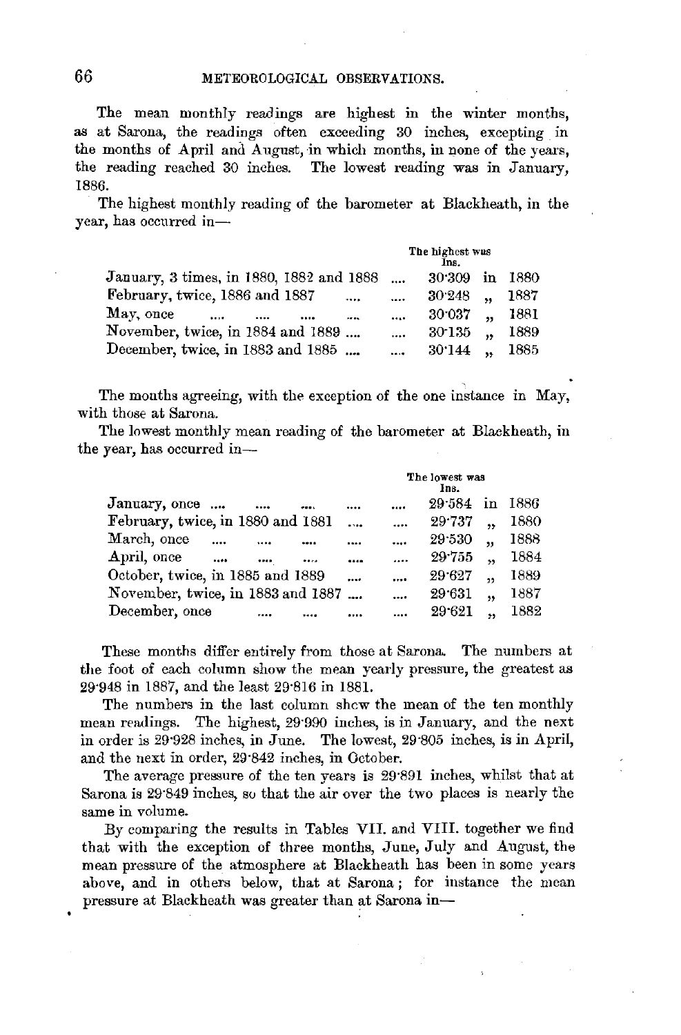The mean monthly readings are highest in the winter months, as at Sarona, the readings often exceeding 30 inches, excepting in the months of April and August, in which months, in none of the years, the reading reached 30 inches. The lowest reading was in January, 1886.

The highest monthly reading of the barometer at Blackheath, in the year, has occurred in—

| | The highest was Ins. | |
|---|---|---|
| January, 3 times, in 1880, 1882 and 1888 .... | 30·309 | in 1880 |
| February, twice, 1886 and 1887 .... .... | 30·248 | „ 1887 |
| May, once .... .... .... .... | 30·037 | „ 1881 |
| November, twice, in 1884 and 1889 .... | 30·135 | „ 1889 |
| December, twice, in 1883 and 1885 .... | 30·144 | „ 1885 |

The months agreeing, with the exception of the one instance in May, with those at Sarona.

The lowest monthly mean reading of the barometer at Blackheath, in the year, has occurred in—

| | The lowest was Ins. | |
|---|---|---|
| January, once .... .... .... .... .... | 29·584 | in 1886 |
| February, twice, in 1880 and 1881 .... .... | 29·737 | „ 1880 |
| March, once .... .... .... .... .... | 29·530 | „ 1888 |
| April, once .... .... .... .... .... | 29·755 | „ 1884 |
| October, twice, in 1885 and 1889 .... .... | 29·627 | „ 1889 |
| November, twice, in 1883 and 1887 .... .... | 29·631 | „ 1887 |
| December, once .... .... .... .... | 29·621 | „ 1882 |

These months differ entirely from those at Sarona. The numbers at the foot of each column show the mean yearly pressure, the greatest as 29·948 in 1887, and the least 29·816 in 1881.

The numbers in the last column shew the mean of the ten monthly mean readings. The highest, 29·990 inches, is in January, and the next in order is 29·928 inches, in June. The lowest, 29·805 inches, is in April, and the next in order, 29·842 inches, in October.

The average pressure of the ten years is 29·891 inches, whilst that at Sarona is 29·849 inches, so that the air over the two places is nearly the same in volume.

By comparing the results in Tables VII. and VIII. together we find that with the exception of three months, June, July and August, the mean pressure of the atmosphere at Blackheath has been in some years above, and in others below, that at Sarona; for instance the mean pressure at Blackheath was greater than at Sarona in—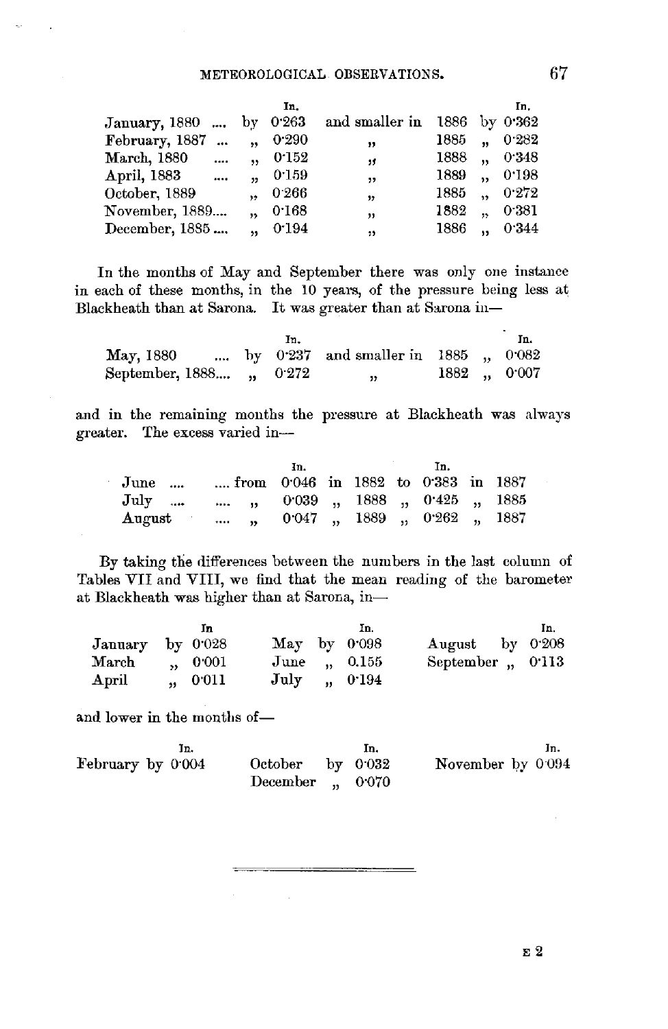| | | | | | |
|---|---|---|---|---|---|
| | | In. | | | In. |
| January, 1880 .... | by | 0·263 | and smaller in | 1886 | by 0·362 |
| February, 1887 ... | „ | 0·290 | „ | 1885 | „ 0·282 |
| March, 1880 .... | „ | 0·152 | „ | 1888 | „ 0·348 |
| April, 1883 .... | „ | 0·159 | „ | 1889 | „ 0·198 |
| October, 1889 | „ | 0·266 | „ | 1885 | „ 0·272 |
| November, 1889.... | „ | 0·168 | „ | 1882 | „ 0·381 |
| December, 1885.... | „ | 0·194 | „ | 1886 | „ 0·344 |

In the months of May and September there was only one instance in each of these months, in the 10 years, of the pressure being less at Blackheath than at Sarona. It was greater than at Sarona in—

| | | | | | |
|---|---|---|---|---|---|
| | | In. | | | In. |
| May, 1880 .... | by | 0·237 | and smaller in | 1885 | „ 0·082 |
| September, 1888.... | „ | 0·272 | „ | 1882 | „ 0·007 |

and in the remaining months the pressure at Blackheath was always greater. The excess varied in—

| | | | | | | | |
|---|---|---|---|---|---|---|---|
| | | In. | | | In. | | |
| June .... | .... from | 0·046 | in | 1882 to | 0·383 | in | 1887 |
| July .... | .... „ | 0·039 | „ | 1888 „ | 0·425 | „ | 1885 |
| August | .... „ | 0·047 | „ | 1889 „ | 0·262 | „ | 1887 |

By taking the differences between the numbers in the last column of Tables VII and VIII, we find that the mean reading of the barometer at Blackheath was higher than at Sarona, in—

| | | | | | |
|---|---|---|---|---|---|
| | In | | In. | | In. |
| January | by 0·028 | May | by 0·098 | August | by 0·208 |
| March | „ 0·001 | June | „ 0.155 | September | „ 0·113 |
| April | „ 0·011 | July | „ 0·194 | | |

and lower in the months of—

| | | | | | |
|---|---|---|---|---|---|
| | In. | | In. | | In. |
| February | by 0·004 | October | by 0·032 | November | by 0·094 |
| | | December | „ 0·070 | | |